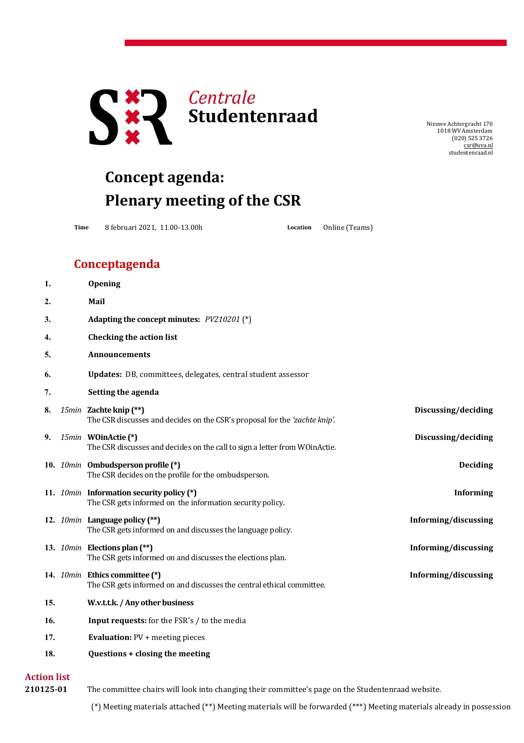*Centrale*
**Studentenraad**

Nieuwe Achtergracht 170
1018 WV Amsterdam
(020) 525 3726
csr@uva.nl
studentenraad.nl

# Concept agenda: Plenary meeting of the CSR

**Time** 8 februari 2021, 11.00-13.00h **Location** Online (Teams)

## Conceptagenda

1. **Opening**
2. **Mail**
3. **Adapting the concept minutes:** *PV210201* (*)
4. **Checking the action list**
5. **Announcements**
6. **Updates:** DB, committees, delegates, central student assessor
7. **Setting the agenda**
8. *15min* **Zachte knip (**)** — **Discussing/deciding**
   The CSR discusses and decides on the CSR's proposal for the *'zachte knip'*.
9. *15min* **WOinActie (*)** — **Discussing/deciding**
   The CSR discusses and decides on the call to sign a letter from WOinActie.
10. *10min* **Ombudsperson profile (*)** — **Deciding**
    The CSR decides on the profile for the ombudsperson.
11. *10min* **Information security policy (*)** — **Informing**
    The CSR gets informed on the information security policy.
12. *10min* **Language policy (**)** — **Informing/discussing**
    The CSR gets informed on and discusses the language policy.
13. *10min* **Elections plan (**)** — **Informing/discussing**
    The CSR gets informed on and discusses the elections plan.
14. *10min* **Ethics committee (*)** — **Informing/discussing**
    The CSR gets informed on and discusses the central ethical committee.
15. **W.v.t.t.k. / Any other business**
16. **Input requests:** for the FSR's / to the media
17. **Evaluation:** PV + meeting pieces
18. **Questions + closing the meeting**

## Action list

**210125-01** The committee chairs will look into changing their committee's page on the Studentenraad website.

(*) Meeting materials attached (**) Meeting materials will be forwarded (***) Meeting materials already in possession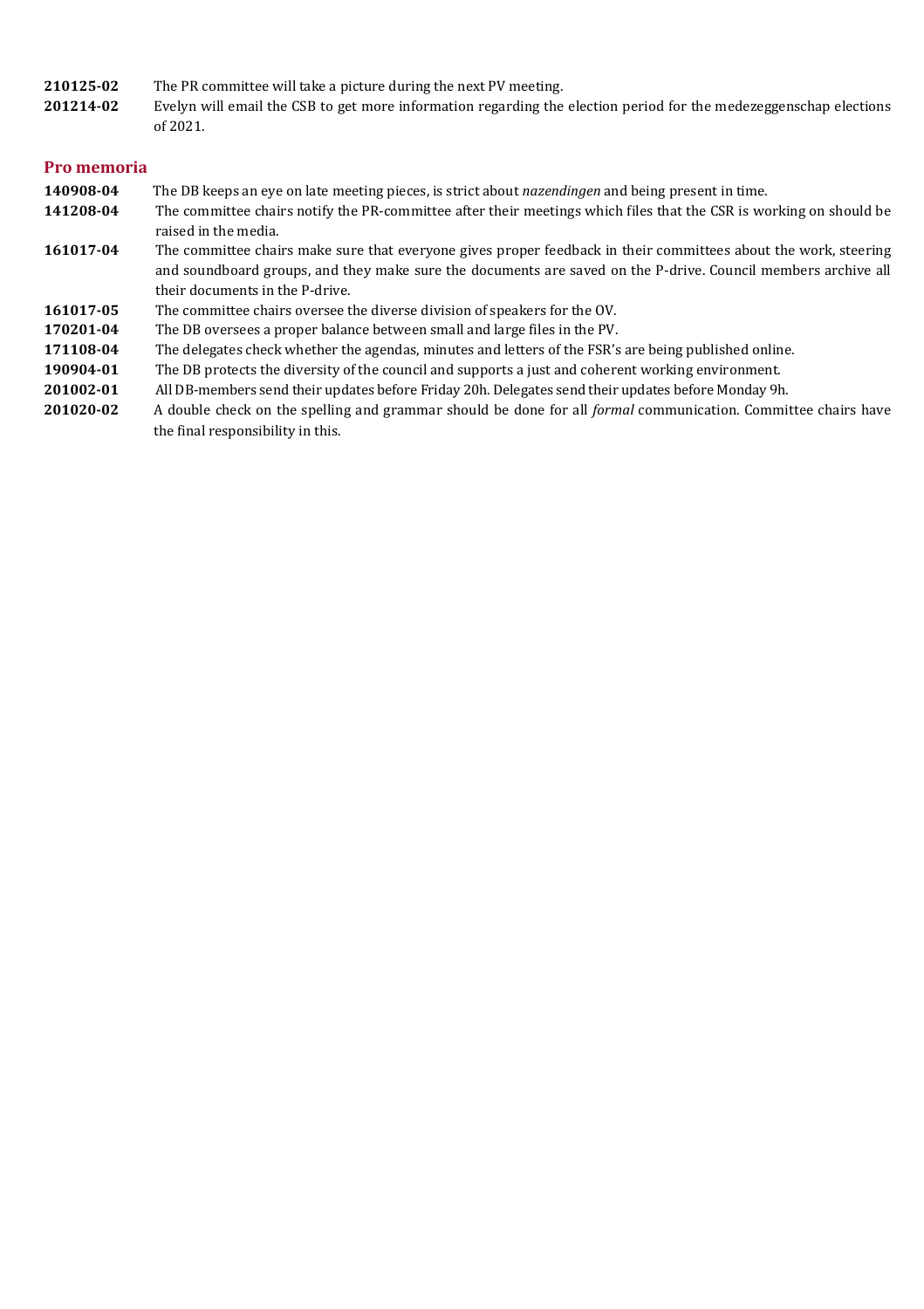**210125-02** The PR committee will take a picture during the next PV meeting.

**201214-02** Evelyn will email the CSB to get more information regarding the election period for the medezeggenschap elections of 2021.

## Pro memoria

**140908-04** The DB keeps an eye on late meeting pieces, is strict about *nazendingen* and being present in time.

**141208-04** The committee chairs notify the PR-committee after their meetings which files that the CSR is working on should be raised in the media.

**161017-04** The committee chairs make sure that everyone gives proper feedback in their committees about the work, steering and soundboard groups, and they make sure the documents are saved on the P-drive. Council members archive all their documents in the P-drive.

**161017-05** The committee chairs oversee the diverse division of speakers for the OV.

**170201-04** The DB oversees a proper balance between small and large files in the PV.

**171108-04** The delegates check whether the agendas, minutes and letters of the FSR's are being published online.

**190904-01** The DB protects the diversity of the council and supports a just and coherent working environment.

**201002-01** All DB-members send their updates before Friday 20h. Delegates send their updates before Monday 9h.

**201020-02** A double check on the spelling and grammar should be done for all *formal* communication. Committee chairs have the final responsibility in this.